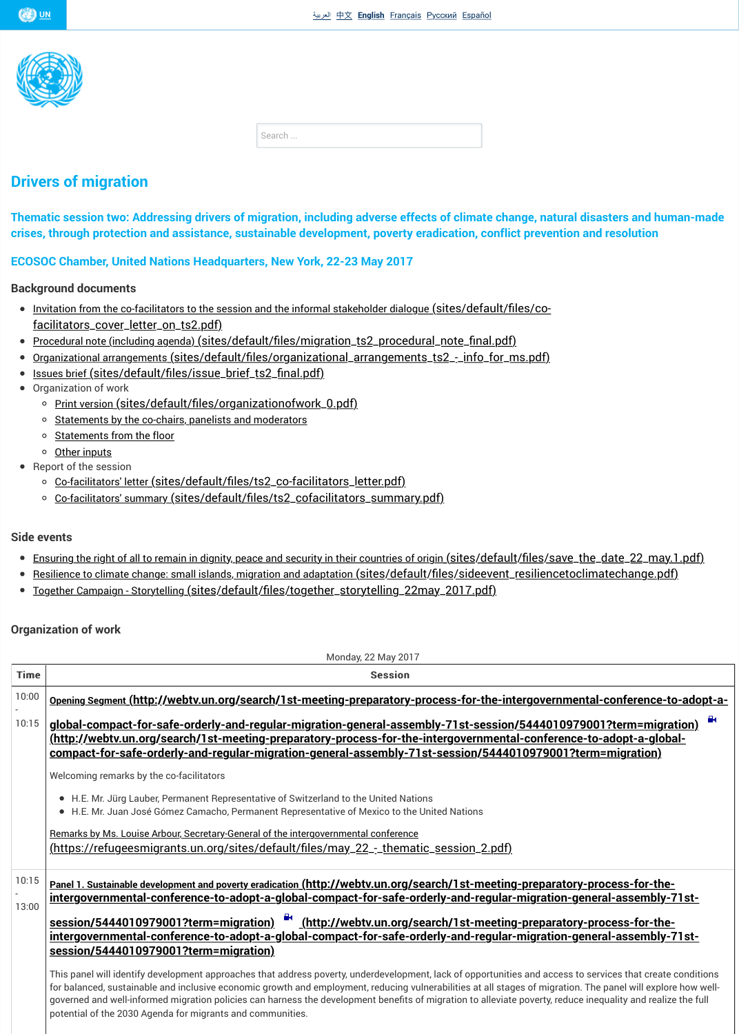UN

العربية 中文 English Français Русский Español

Search ...

# Drivers of migration

## Thematic session two: Addressing drivers of migration, including adverse effects of climate change, natural disasters and human-made crises, through protection and assistance, sustainable development, poverty eradication, conflict prevention and resolution

### ECOSOC Chamber, United Nations Headquarters, New York, 22-23 May 2017

### Background documents

- Invitation from the co-facilitators to the session and the informal stakeholder dialogue (sites/default/files/co-facilitators_cover_letter_on_ts2.pdf)
- Procedural note (including agenda) (sites/default/files/migration_ts2_procedural_note_final.pdf)
- Organizational arrangements (sites/default/files/organizational_arrangements_ts2_-_info_for_ms.pdf)
- Issues brief (sites/default/files/issue_brief_ts2_final.pdf)
- Organization of work
  - Print version (sites/default/files/organizationofwork_0.pdf)
  - Statements by the co-chairs, panelists and moderators
  - Statements from the floor
  - Other inputs
- Report of the session
  - Co-facilitators' letter (sites/default/files/ts2_co-facilitators_letter.pdf)
  - Co-facilitators' summary (sites/default/files/ts2_cofacilitators_summary.pdf)

### Side events

- Ensuring the right of all to remain in dignity, peace and security in their countries of origin (sites/default/files/save_the_date_22_may.1.pdf)
- Resilience to climate change: small islands, migration and adaptation (sites/default/files/sideevent_resiliencetoclimatechange.pdf)
- Together Campaign - Storytelling (sites/default/files/together_storytelling_22may_2017.pdf)

### Organization of work

Monday, 22 May 2017

| Time | Session |
|---|---|
| 10:00 - 10:15 | **Opening Segment** (http://webtv.un.org/search/1st-meeting-preparatory-process-for-the-intergovernmental-conference-to-adopt-a-global-compact-for-safe-orderly-and-regular-migration-general-assembly-71st-session/5444010979001?term=migration) (http://webtv.un.org/search/1st-meeting-preparatory-process-for-the-intergovernmental-conference-to-adopt-a-global-compact-for-safe-orderly-and-regular-migration-general-assembly-71st-session/5444010979001?term=migration)<br><br>Welcoming remarks by the co-facilitators<br><br>• H.E. Mr. Jürg Lauber, Permanent Representative of Switzerland to the United Nations<br>• H.E. Mr. Juan José Gómez Camacho, Permanent Representative of Mexico to the United Nations<br><br>Remarks by Ms. Louise Arbour, Secretary-General of the intergovernmental conference (https://refugeesmigrants.un.org/sites/default/files/may_22_-_thematic_session_2.pdf) |
| 10:15 - 13:00 | **Panel 1. Sustainable development and poverty eradication** (http://webtv.un.org/search/1st-meeting-preparatory-process-for-the-intergovernmental-conference-to-adopt-a-global-compact-for-safe-orderly-and-regular-migration-general-assembly-71st-session/5444010979001?term=migration) (http://webtv.un.org/search/1st-meeting-preparatory-process-for-the-intergovernmental-conference-to-adopt-a-global-compact-for-safe-orderly-and-regular-migration-general-assembly-71st-session/5444010979001?term=migration)<br><br>This panel will identify development approaches that address poverty, underdevelopment, lack of opportunities and access to services that create conditions for balanced, sustainable and inclusive economic growth and employment, reducing vulnerabilities at all stages of migration. The panel will explore how well-governed and well-informed migration policies can harness the development benefits of migration to alleviate poverty, reduce inequality and realize the full potential of the 2030 Agenda for migrants and communities. |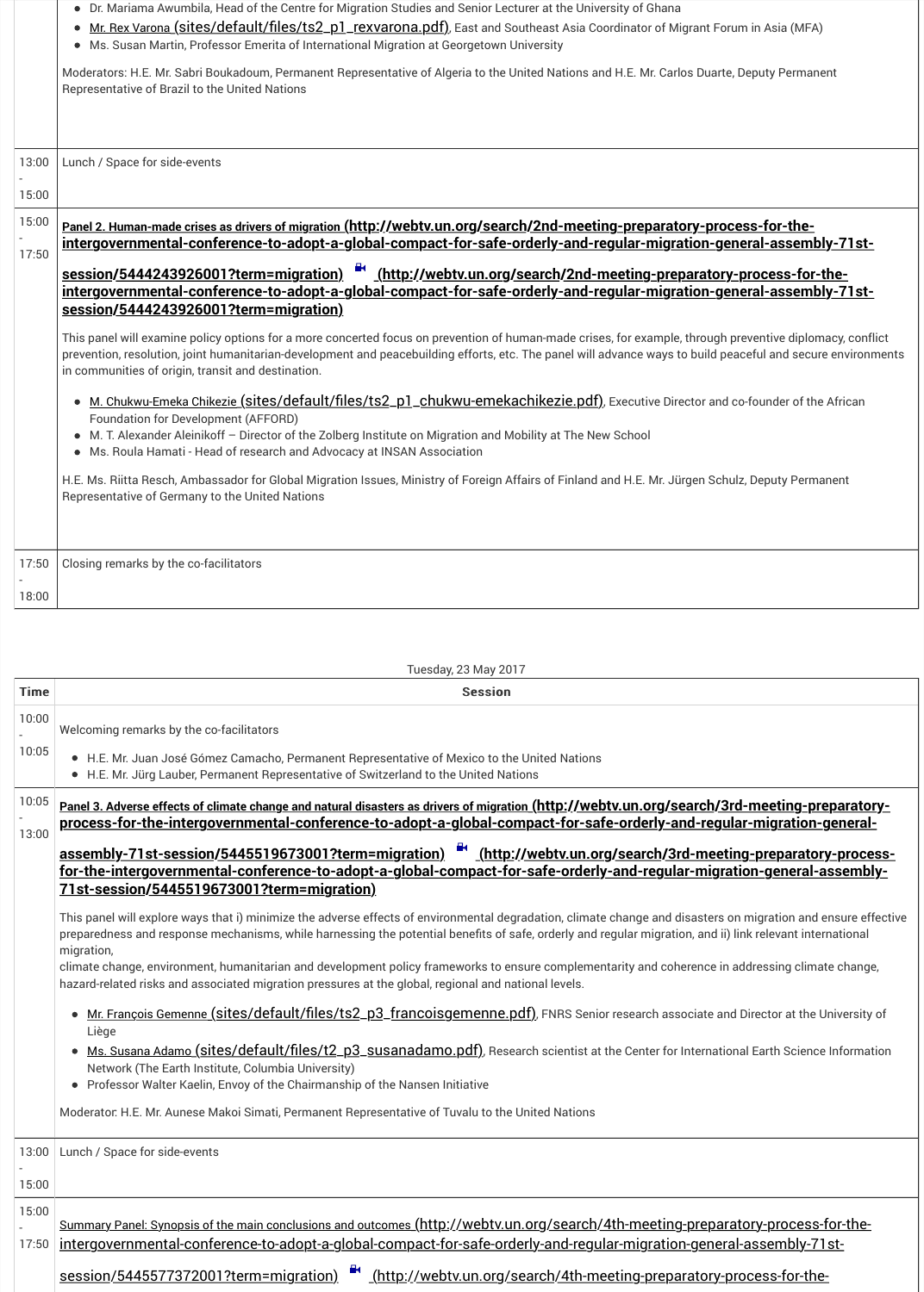| | |
|---|---|
| | • Dr. Mariama Awumbila, Head of the Centre for Migration Studies and Senior Lecturer at the University of Ghana<br>• Mr. Rex Varona (sites/default/files/ts2_p1_rexvarona.pdf), East and Southeast Asia Coordinator of Migrant Forum in Asia (MFA)<br>• Ms. Susan Martin, Professor Emerita of International Migration at Georgetown University<br><br>Moderators: H.E. Mr. Sabri Boukadoum, Permanent Representative of Algeria to the United Nations and H.E. Mr. Carlos Duarte, Deputy Permanent Representative of Brazil to the United Nations |
| 13:00 - 15:00 | Lunch / Space for side-events |
| 15:00 - 17:50 | **Panel 2. Human-made crises as drivers of migration (http://webtv.un.org/search/2nd-meeting-preparatory-process-for-the-intergovernmental-conference-to-adopt-a-global-compact-for-safe-orderly-and-regular-migration-general-assembly-71st-session/5444243926001?term=migration) (http://webtv.un.org/search/2nd-meeting-preparatory-process-for-the-intergovernmental-conference-to-adopt-a-global-compact-for-safe-orderly-and-regular-migration-general-assembly-71st-session/5444243926001?term=migration)**<br><br>This panel will examine policy options for a more concerted focus on prevention of human-made crises, for example, through preventive diplomacy, conflict prevention, resolution, joint humanitarian-development and peacebuilding efforts, etc. The panel will advance ways to build peaceful and secure environments in communities of origin, transit and destination.<br><br>• M. Chukwu-Emeka Chikezie (sites/default/files/ts2_p1_chukwu-emekachikezie.pdf), Executive Director and co-founder of the African Foundation for Development (AFFORD)<br>• M. T. Alexander Aleinikoff – Director of the Zolberg Institute on Migration and Mobility at The New School<br>• Ms. Roula Hamati - Head of research and Advocacy at INSAN Association<br><br>H.E. Ms. Riitta Resch, Ambassador for Global Migration Issues, Ministry of Foreign Affairs of Finland and H.E. Mr. Jürgen Schulz, Deputy Permanent Representative of Germany to the United Nations |
| 17:50 - 18:00 | Closing remarks by the co-facilitators |

Tuesday, 23 May 2017

| Time | Session |
|---|---|
| 10:00 - 10:05 | Welcoming remarks by the co-facilitators<br><br>• H.E. Mr. Juan José Gómez Camacho, Permanent Representative of Mexico to the United Nations<br>• H.E. Mr. Jürg Lauber, Permanent Representative of Switzerland to the United Nations |
| 10:05 - 13:00 | **Panel 3. Adverse effects of climate change and natural disasters as drivers of migration (http://webtv.un.org/search/3rd-meeting-preparatory-process-for-the-intergovernmental-conference-to-adopt-a-global-compact-for-safe-orderly-and-regular-migration-general-assembly-71st-session/5445519673001?term=migration) (http://webtv.un.org/search/3rd-meeting-preparatory-process-for-the-intergovernmental-conference-to-adopt-a-global-compact-for-safe-orderly-and-regular-migration-general-assembly-71st-session/5445519673001?term=migration)**<br><br>This panel will explore ways that i) minimize the adverse effects of environmental degradation, climate change and disasters on migration and ensure effective preparedness and response mechanisms, while harnessing the potential benefits of safe, orderly and regular migration, and ii) link relevant international migration,<br>climate change, environment, humanitarian and development policy frameworks to ensure complementarity and coherence in addressing climate change, hazard-related risks and associated migration pressures at the global, regional and national levels.<br><br>• Mr. François Gemenne (sites/default/files/ts2_p3_francoisgemenne.pdf), FNRS Senior research associate and Director at the University of Liège<br>• Ms. Susana Adamo (sites/default/files/t2_p3_susanadamo.pdf), Research scientist at the Center for International Earth Science Information Network (The Earth Institute, Columbia University)<br>• Professor Walter Kaelin, Envoy of the Chairmanship of the Nansen Initiative<br><br>Moderator: H.E. Mr. Aunese Makoi Simati, Permanent Representative of Tuvalu to the United Nations |
| 13:00 - 15:00 | Lunch / Space for side-events |
| 15:00 - 17:50 | Summary Panel: Synopsis of the main conclusions and outcomes (http://webtv.un.org/search/4th-meeting-preparatory-process-for-the-intergovernmental-conference-to-adopt-a-global-compact-for-safe-orderly-and-regular-migration-general-assembly-71st-session/5445577372001?term=migration) (http://webtv.un.org/search/4th-meeting-preparatory-process-for-the- |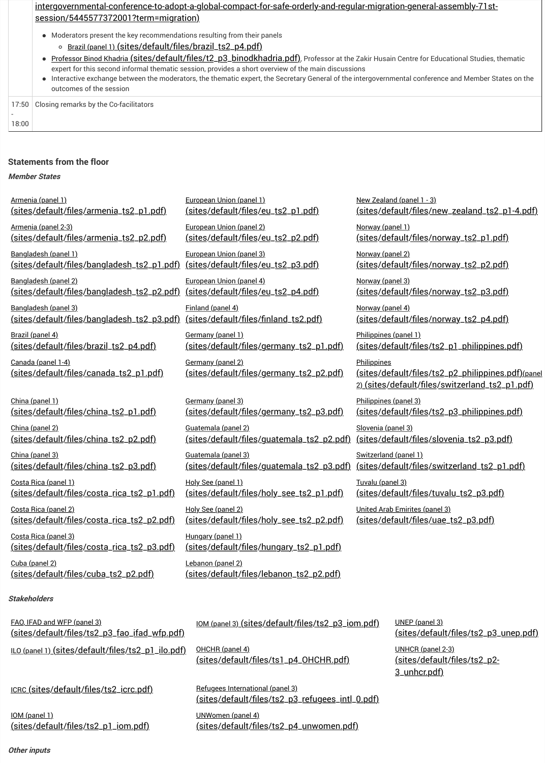| | |
|---|---|
| | intergovernmental-conference-to-adopt-a-global-compact-for-safe-orderly-and-regular-migration-general-assembly-71st-session/5445577372001?term=migration)<br>• Moderators present the key recommendations resulting from their panels<br>  ◦ Brazil (panel 1) (sites/default/files/brazil_ts2_p4.pdf)<br>• Professor Binod Khadria (sites/default/files/t2_p3_binodkhadria.pdf), Professor at the Zakir Husain Centre for Educational Studies, thematic expert for this second informal thematic session, provides a short overview of the main discussions<br>• Interactive exchange between the moderators, the thematic expert, the Secretary General of the intergovernmental conference and Member States on the outcomes of the session |
| 17:50 - 18:00 | Closing remarks by the Co-facilitators |

## Statements from the floor

***Member States***

Armenia (panel 1) (sites/default/files/armenia_ts2_p1.pdf)

Armenia (panel 2-3) (sites/default/files/armenia_ts2_p2.pdf)

Bangladesh (panel 1) (sites/default/files/bangladesh_ts2_p1.pdf)

Bangladesh (panel 2) (sites/default/files/bangladesh_ts2_p2.pdf)

Bangladesh (panel 3) (sites/default/files/bangladesh_ts2_p3.pdf)

Brazil (panel 4) (sites/default/files/brazil_ts2_p4.pdf)

Canada (panel 1-4) (sites/default/files/canada_ts2_p1.pdf)

China (panel 1) (sites/default/files/china_ts2_p1.pdf)

China (panel 2) (sites/default/files/china_ts2_p2.pdf)

China (panel 3) (sites/default/files/china_ts2_p3.pdf)

Costa Rica (panel 1) (sites/default/files/costa_rica_ts2_p1.pdf)

Costa Rica (panel 2) (sites/default/files/costa_rica_ts2_p2.pdf)

Costa Rica (panel 3) (sites/default/files/costa_rica_ts2_p3.pdf)

Cuba (panel 2) (sites/default/files/cuba_ts2_p2.pdf)

European Union (panel 1) (sites/default/files/eu_ts2_p1.pdf)

European Union (panel 2) (sites/default/files/eu_ts2_p2.pdf)

European Union (panel 3) (sites/default/files/eu_ts2_p3.pdf)

European Union (panel 4) (sites/default/files/eu_ts2_p4.pdf)

Finland (panel 4) (sites/default/files/finland_ts2.pdf)

Germany (panel 1) (sites/default/files/germany_ts2_p1.pdf)

Germany (panel 2) (sites/default/files/germany_ts2_p2.pdf)

Germany (panel 3) (sites/default/files/germany_ts2_p3.pdf)

Guatemala (panel 2) (sites/default/files/guatemala_ts2_p2.pdf)

Guatemala (panel 3) (sites/default/files/guatemala_ts2_p3.pdf)

Holy See (panel 1) (sites/default/files/holy_see_ts2_p1.pdf)

Holy See (panel 2) (sites/default/files/holy_see_ts2_p2.pdf)

Hungary (panel 1) (sites/default/files/hungary_ts2_p1.pdf)

Lebanon (panel 2) (sites/default/files/lebanon_ts2_p2.pdf)

New Zealand (panel 1 - 3) (sites/default/files/new_zealand_ts2_p1-4.pdf)

Norway (panel 1) (sites/default/files/norway_ts2_p1.pdf)

Norway (panel 2) (sites/default/files/norway_ts2_p2.pdf)

Norway (panel 3) (sites/default/files/norway_ts2_p3.pdf)

Norway (panel 4) (sites/default/files/norway_ts2_p4.pdf)

Philippines (panel 1) (sites/default/files/ts2_p1_philippines.pdf)

Philippines (sites/default/files/ts2_p2_philippines.pdf)(panel 2) (sites/default/files/switzerland_ts2_p1.pdf)

Philippines (panel 3) (sites/default/files/ts2_p3_philippines.pdf)

Slovenia (panel 3) (sites/default/files/slovenia_ts2_p3.pdf)

Switzerland (panel 1) (sites/default/files/switzerland_ts2_p1.pdf)

Tuvalu (panel 3) (sites/default/files/tuvalu_ts2_p3.pdf)

United Arab Emirites (panel 3) (sites/default/files/uae_ts2_p3.pdf)

***Stakeholders***

FAO, IFAD and WFP (panel 3) (sites/default/files/ts2_p3_fao_ifad_wfp.pdf)

ILO (panel 1) (sites/default/files/ts2_p1_ilo.pdf)

ICRC (sites/default/files/ts2_icrc.pdf)

IOM (panel 1) (sites/default/files/ts2_p1_iom.pdf)

IOM (panel 3) (sites/default/files/ts2_p3_iom.pdf)

OHCHR (panel 4) (sites/default/files/ts1_p4_OHCHR.pdf)

Refugees International (panel 3) (sites/default/files/ts2_p3_refugees_intl_0.pdf)

UNWomen (panel 4) (sites/default/files/ts2_p4_unwomen.pdf)

UNEP (panel 3) (sites/default/files/ts2_p3_unep.pdf)

UNHCR (panel 2-3) (sites/default/files/ts2_p2-3_unhcr.pdf)

***Other inputs***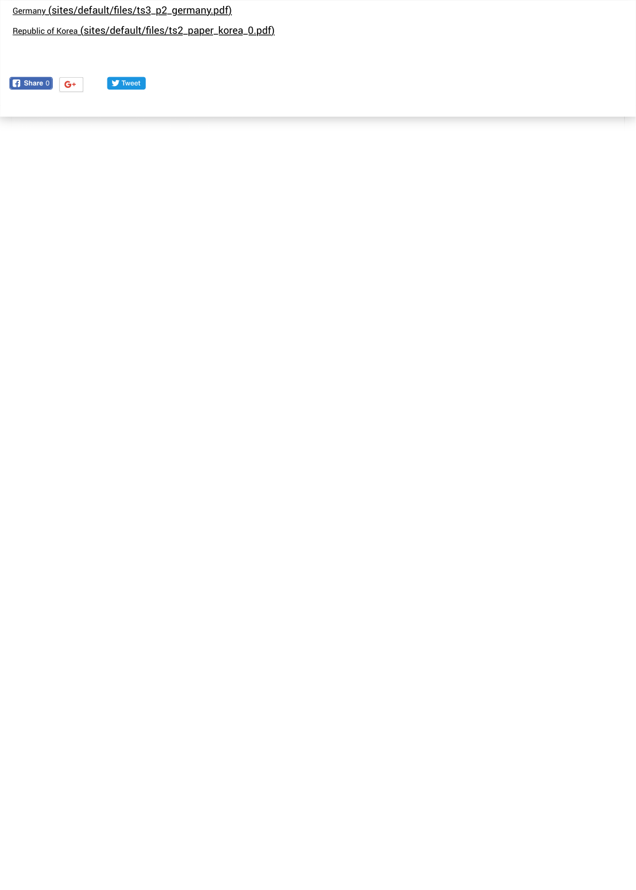Germany (sites/default/files/ts3_p2_germany.pdf)

Republic of Korea (sites/default/files/ts2_paper_korea_0.pdf)

Share 0 Tweet